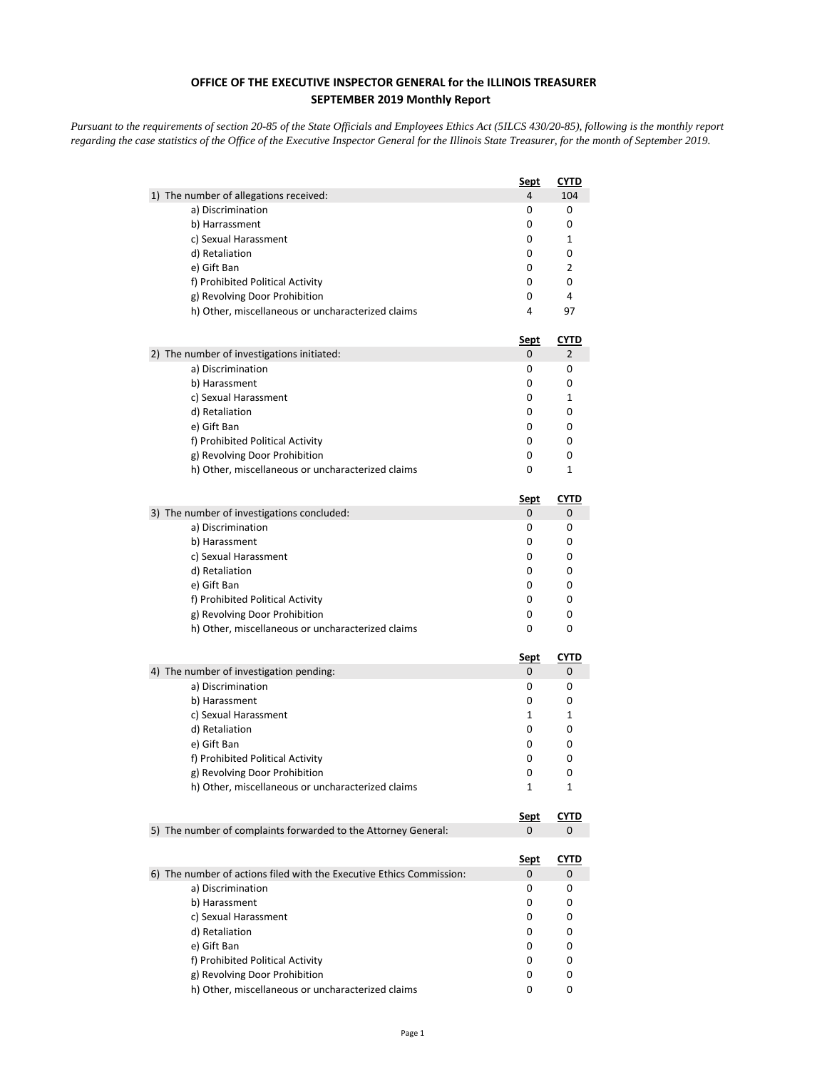**OFFICE OF THE EXECUTIVE INSPECTOR GENERAL for the ILLINOIS TREASURER**
**SEPTEMBER 2019 Monthly Report**

*Pursuant to the requirements of section 20-85 of the State Officials and Employees Ethics Act (5ILCS 430/20-85), following is the monthly report regarding the case statistics of the Office of the Executive Inspector General for the Illinois State Treasurer, for the month of September 2019.*

| | Sept | CYTD |
|---|---|---|
| 1) The number of allegations received: | 4 | 104 |
| a) Discrimination | 0 | 0 |
| b) Harrassment | 0 | 0 |
| c) Sexual Harassment | 0 | 1 |
| d) Retaliation | 0 | 0 |
| e) Gift Ban | 0 | 2 |
| f) Prohibited Political Activity | 0 | 0 |
| g) Revolving Door Prohibition | 0 | 4 |
| h) Other, miscellaneous or uncharacterized claims | 4 | 97 |

| | Sept | CYTD |
|---|---|---|
| 2) The number of investigations initiated: | 0 | 2 |
| a) Discrimination | 0 | 0 |
| b) Harassment | 0 | 0 |
| c) Sexual Harassment | 0 | 1 |
| d) Retaliation | 0 | 0 |
| e) Gift Ban | 0 | 0 |
| f) Prohibited Political Activity | 0 | 0 |
| g) Revolving Door Prohibition | 0 | 0 |
| h) Other, miscellaneous or uncharacterized claims | 0 | 1 |

| | Sept | CYTD |
|---|---|---|
| 3) The number of investigations concluded: | 0 | 0 |
| a) Discrimination | 0 | 0 |
| b) Harassment | 0 | 0 |
| c) Sexual Harassment | 0 | 0 |
| d) Retaliation | 0 | 0 |
| e) Gift Ban | 0 | 0 |
| f) Prohibited Political Activity | 0 | 0 |
| g) Revolving Door Prohibition | 0 | 0 |
| h) Other, miscellaneous or uncharacterized claims | 0 | 0 |

| | Sept | CYTD |
|---|---|---|
| 4) The number of investigation pending: | 0 | 0 |
| a) Discrimination | 0 | 0 |
| b) Harassment | 0 | 0 |
| c) Sexual Harassment | 1 | 1 |
| d) Retaliation | 0 | 0 |
| e) Gift Ban | 0 | 0 |
| f) Prohibited Political Activity | 0 | 0 |
| g) Revolving Door Prohibition | 0 | 0 |
| h) Other, miscellaneous or uncharacterized claims | 1 | 1 |

| | Sept | CYTD |
|---|---|---|
| 5) The number of complaints forwarded to the Attorney General: | 0 | 0 |

| | Sept | CYTD |
|---|---|---|
| 6) The number of actions filed with the Executive Ethics Commission: | 0 | 0 |
| a) Discrimination | 0 | 0 |
| b) Harassment | 0 | 0 |
| c) Sexual Harassment | 0 | 0 |
| d) Retaliation | 0 | 0 |
| e) Gift Ban | 0 | 0 |
| f) Prohibited Political Activity | 0 | 0 |
| g) Revolving Door Prohibition | 0 | 0 |
| h) Other, miscellaneous or uncharacterized claims | 0 | 0 |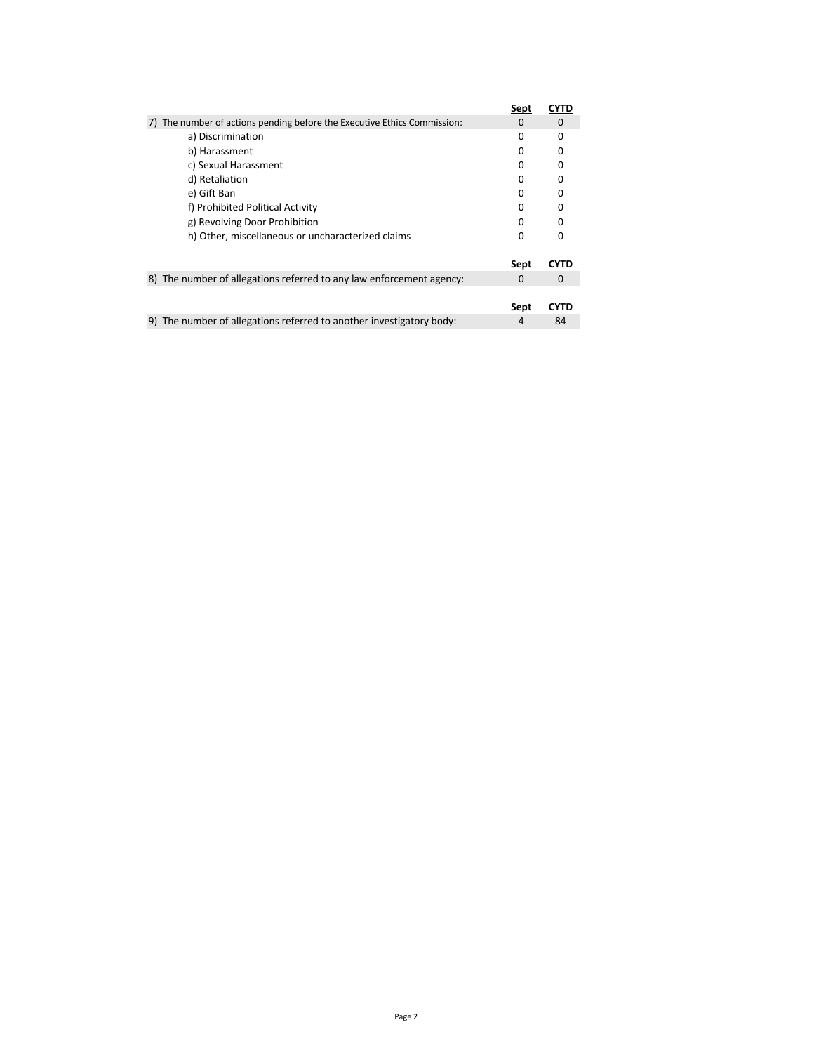| | Sept | CYTD |
|---|---|---|
| 7) The number of actions pending before the Executive Ethics Commission: | 0 | 0 |
| a) Discrimination | 0 | 0 |
| b) Harassment | 0 | 0 |
| c) Sexual Harassment | 0 | 0 |
| d) Retaliation | 0 | 0 |
| e) Gift Ban | 0 | 0 |
| f) Prohibited Political Activity | 0 | 0 |
| g) Revolving Door Prohibition | 0 | 0 |
| h) Other, miscellaneous or uncharacterized claims | 0 | 0 |

| | Sept | CYTD |
|---|---|---|
| 8) The number of allegations referred to any law enforcement agency: | 0 | 0 |

| | Sept | CYTD |
|---|---|---|
| 9) The number of allegations referred to another investigatory body: | 4 | 84 |